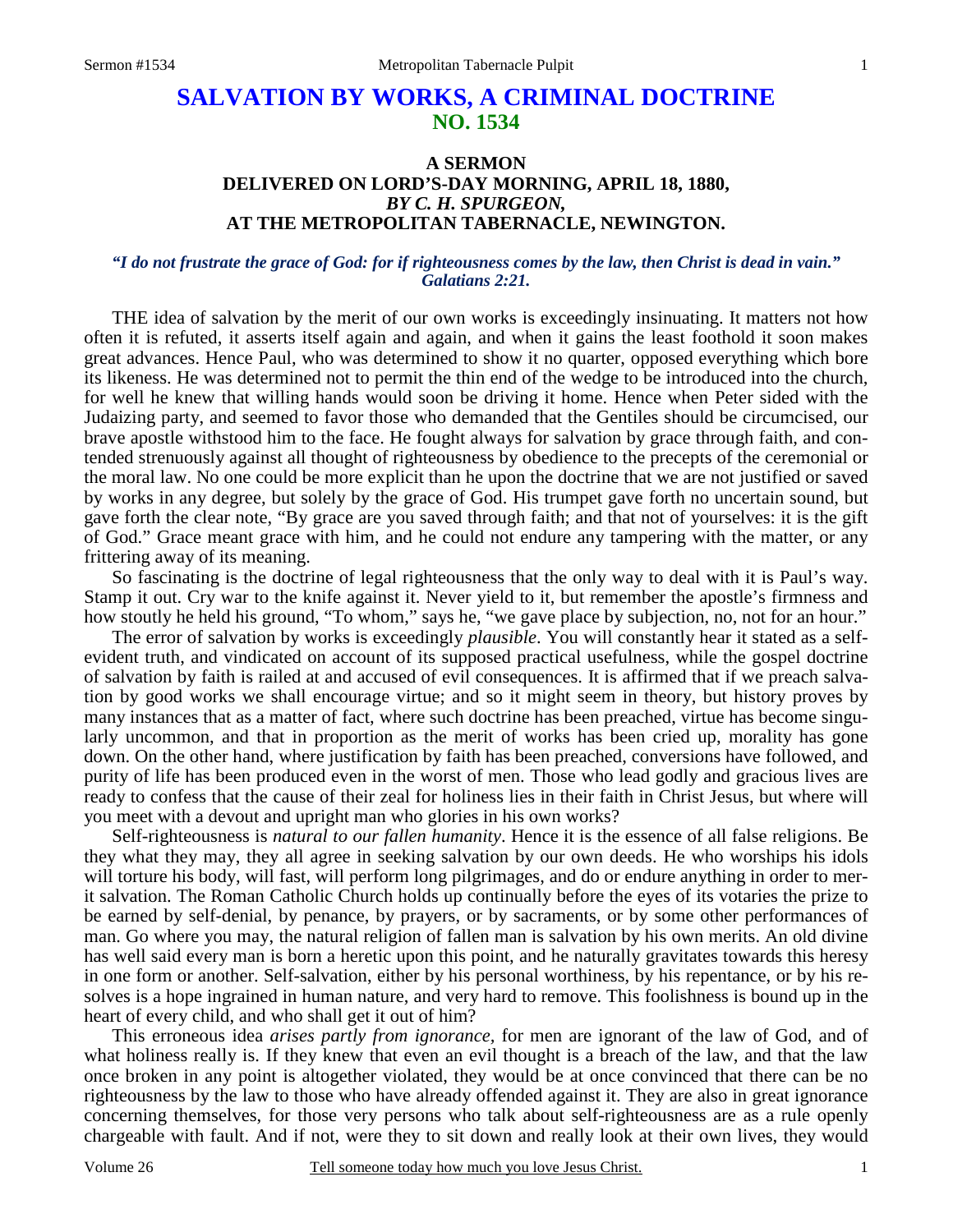# SALVATION BY WORKS, A CRIMINAL DOCTRINE
## NO. 1534

### A SERMON
### DELIVERED ON LORD'S-DAY MORNING, APRIL 18, 1880,
### *BY C. H. SPURGEON,*
### AT THE METROPOLITAN TABERNACLE, NEWINGTON.

***"I do not frustrate the grace of God: for if righteousness comes by the law, then Christ is dead in vain." Galatians 2:21.***

THE idea of salvation by the merit of our own works is exceedingly insinuating. It matters not how often it is refuted, it asserts itself again and again, and when it gains the least foothold it soon makes great advances. Hence Paul, who was determined to show it no quarter, opposed everything which bore its likeness. He was determined not to permit the thin end of the wedge to be introduced into the church, for well he knew that willing hands would soon be driving it home. Hence when Peter sided with the Judaizing party, and seemed to favor those who demanded that the Gentiles should be circumcised, our brave apostle withstood him to the face. He fought always for salvation by grace through faith, and contended strenuously against all thought of righteousness by obedience to the precepts of the ceremonial or the moral law. No one could be more explicit than he upon the doctrine that we are not justified or saved by works in any degree, but solely by the grace of God. His trumpet gave forth no uncertain sound, but gave forth the clear note, "By grace are you saved through faith; and that not of yourselves: it is the gift of God." Grace meant grace with him, and he could not endure any tampering with the matter, or any frittering away of its meaning.

So fascinating is the doctrine of legal righteousness that the only way to deal with it is Paul's way. Stamp it out. Cry war to the knife against it. Never yield to it, but remember the apostle's firmness and how stoutly he held his ground, "To whom," says he, "we gave place by subjection, no, not for an hour."

The error of salvation by works is exceedingly *plausible*. You will constantly hear it stated as a self-evident truth, and vindicated on account of its supposed practical usefulness, while the gospel doctrine of salvation by faith is railed at and accused of evil consequences. It is affirmed that if we preach salvation by good works we shall encourage virtue; and so it might seem in theory, but history proves by many instances that as a matter of fact, where such doctrine has been preached, virtue has become singularly uncommon, and that in proportion as the merit of works has been cried up, morality has gone down. On the other hand, where justification by faith has been preached, conversions have followed, and purity of life has been produced even in the worst of men. Those who lead godly and gracious lives are ready to confess that the cause of their zeal for holiness lies in their faith in Christ Jesus, but where will you meet with a devout and upright man who glories in his own works?

Self-righteousness is *natural to our fallen humanity*. Hence it is the essence of all false religions. Be they what they may, they all agree in seeking salvation by our own deeds. He who worships his idols will torture his body, will fast, will perform long pilgrimages, and do or endure anything in order to merit salvation. The Roman Catholic Church holds up continually before the eyes of its votaries the prize to be earned by self-denial, by penance, by prayers, or by sacraments, or by some other performances of man. Go where you may, the natural religion of fallen man is salvation by his own merits. An old divine has well said every man is born a heretic upon this point, and he naturally gravitates towards this heresy in one form or another. Self-salvation, either by his personal worthiness, by his repentance, or by his resolves is a hope ingrained in human nature, and very hard to remove. This foolishness is bound up in the heart of every child, and who shall get it out of him?

This erroneous idea *arises partly from ignorance,* for men are ignorant of the law of God, and of what holiness really is. If they knew that even an evil thought is a breach of the law, and that the law once broken in any point is altogether violated, they would be at once convinced that there can be no righteousness by the law to those who have already offended against it. They are also in great ignorance concerning themselves, for those very persons who talk about self-righteousness are as a rule openly chargeable with fault. And if not, were they to sit down and really look at their own lives, they would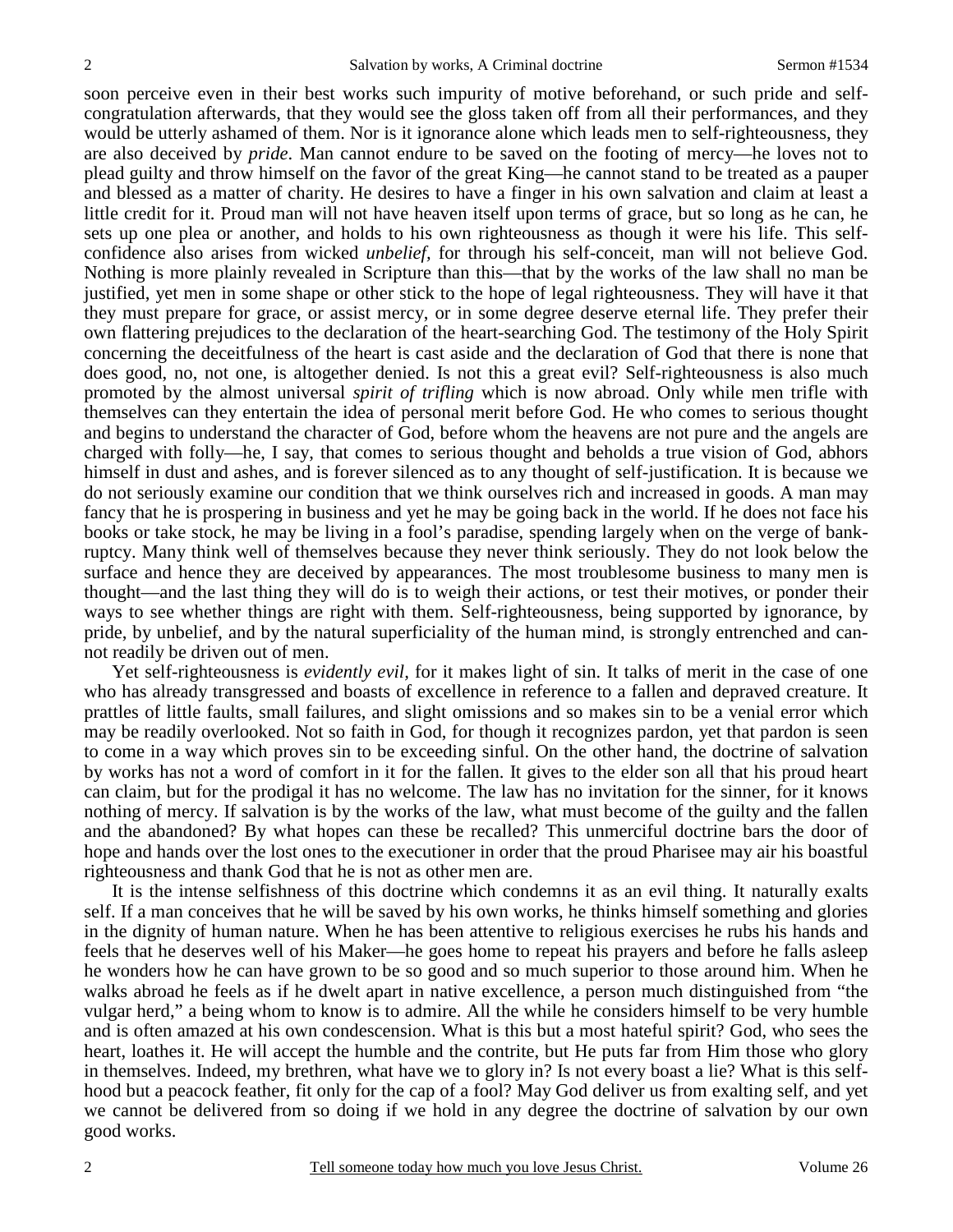soon perceive even in their best works such impurity of motive beforehand, or such pride and self-congratulation afterwards, that they would see the gloss taken off from all their performances, and they would be utterly ashamed of them. Nor is it ignorance alone which leads men to self-righteousness, they are also deceived by *pride*. Man cannot endure to be saved on the footing of mercy—he loves not to plead guilty and throw himself on the favor of the great King—he cannot stand to be treated as a pauper and blessed as a matter of charity. He desires to have a finger in his own salvation and claim at least a little credit for it. Proud man will not have heaven itself upon terms of grace, but so long as he can, he sets up one plea or another, and holds to his own righteousness as though it were his life. This self-confidence also arises from wicked *unbelief*, for through his self-conceit, man will not believe God. Nothing is more plainly revealed in Scripture than this—that by the works of the law shall no man be justified, yet men in some shape or other stick to the hope of legal righteousness. They will have it that they must prepare for grace, or assist mercy, or in some degree deserve eternal life. They prefer their own flattering prejudices to the declaration of the heart-searching God. The testimony of the Holy Spirit concerning the deceitfulness of the heart is cast aside and the declaration of God that there is none that does good, no, not one, is altogether denied. Is not this a great evil? Self-righteousness is also much promoted by the almost universal *spirit of trifling* which is now abroad. Only while men trifle with themselves can they entertain the idea of personal merit before God. He who comes to serious thought and begins to understand the character of God, before whom the heavens are not pure and the angels are charged with folly—he, I say, that comes to serious thought and beholds a true vision of God, abhors himself in dust and ashes, and is forever silenced as to any thought of self-justification. It is because we do not seriously examine our condition that we think ourselves rich and increased in goods. A man may fancy that he is prospering in business and yet he may be going back in the world. If he does not face his books or take stock, he may be living in a fool's paradise, spending largely when on the verge of bankruptcy. Many think well of themselves because they never think seriously. They do not look below the surface and hence they are deceived by appearances. The most troublesome business to many men is thought—and the last thing they will do is to weigh their actions, or test their motives, or ponder their ways to see whether things are right with them. Self-righteousness, being supported by ignorance, by pride, by unbelief, and by the natural superficiality of the human mind, is strongly entrenched and cannot readily be driven out of men.

Yet self-righteousness is *evidently evil*, for it makes light of sin. It talks of merit in the case of one who has already transgressed and boasts of excellence in reference to a fallen and depraved creature. It prattles of little faults, small failures, and slight omissions and so makes sin to be a venial error which may be readily overlooked. Not so faith in God, for though it recognizes pardon, yet that pardon is seen to come in a way which proves sin to be exceeding sinful. On the other hand, the doctrine of salvation by works has not a word of comfort in it for the fallen. It gives to the elder son all that his proud heart can claim, but for the prodigal it has no welcome. The law has no invitation for the sinner, for it knows nothing of mercy. If salvation is by the works of the law, what must become of the guilty and the fallen and the abandoned? By what hopes can these be recalled? This unmerciful doctrine bars the door of hope and hands over the lost ones to the executioner in order that the proud Pharisee may air his boastful righteousness and thank God that he is not as other men are.

It is the intense selfishness of this doctrine which condemns it as an evil thing. It naturally exalts self. If a man conceives that he will be saved by his own works, he thinks himself something and glories in the dignity of human nature. When he has been attentive to religious exercises he rubs his hands and feels that he deserves well of his Maker—he goes home to repeat his prayers and before he falls asleep he wonders how he can have grown to be so good and so much superior to those around him. When he walks abroad he feels as if he dwelt apart in native excellence, a person much distinguished from "the vulgar herd," a being whom to know is to admire. All the while he considers himself to be very humble and is often amazed at his own condescension. What is this but a most hateful spirit? God, who sees the heart, loathes it. He will accept the humble and the contrite, but He puts far from Him those who glory in themselves. Indeed, my brethren, what have we to glory in? Is not every boast a lie? What is this selfhood but a peacock feather, fit only for the cap of a fool? May God deliver us from exalting self, and yet we cannot be delivered from so doing if we hold in any degree the doctrine of salvation by our own good works.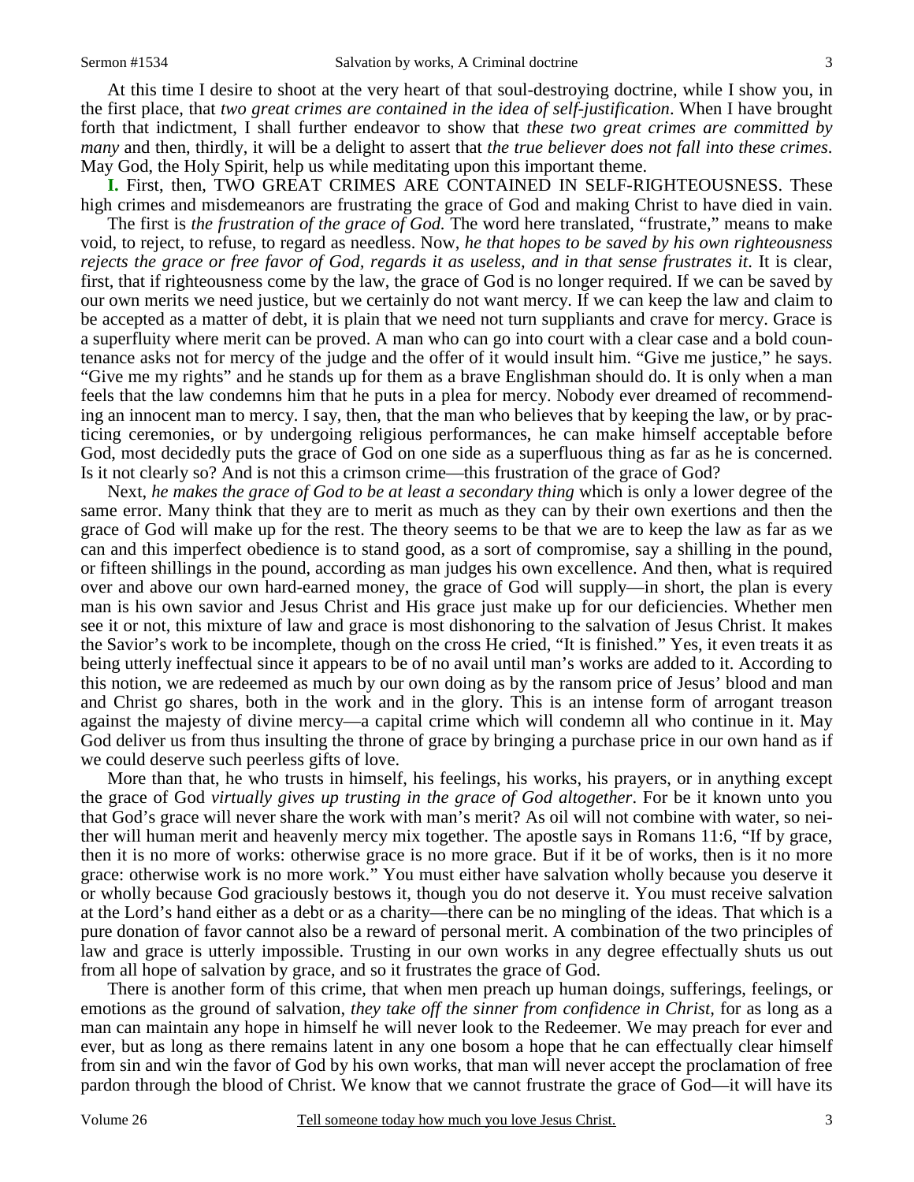At this time I desire to shoot at the very heart of that soul-destroying doctrine, while I show you, in the first place, that *two great crimes are contained in the idea of self-justification*. When I have brought forth that indictment, I shall further endeavor to show that *these two great crimes are committed by many* and then, thirdly, it will be a delight to assert that *the true believer does not fall into these crimes*. May God, the Holy Spirit, help us while meditating upon this important theme.

**I.** First, then, TWO GREAT CRIMES ARE CONTAINED IN SELF-RIGHTEOUSNESS. These high crimes and misdemeanors are frustrating the grace of God and making Christ to have died in vain.

The first is *the frustration of the grace of God.* The word here translated, "frustrate," means to make void, to reject, to refuse, to regard as needless. Now, *he that hopes to be saved by his own righteousness rejects the grace or free favor of God, regards it as useless, and in that sense frustrates it*. It is clear, first, that if righteousness come by the law, the grace of God is no longer required. If we can be saved by our own merits we need justice, but we certainly do not want mercy. If we can keep the law and claim to be accepted as a matter of debt, it is plain that we need not turn suppliants and crave for mercy. Grace is a superfluity where merit can be proved. A man who can go into court with a clear case and a bold countenance asks not for mercy of the judge and the offer of it would insult him. "Give me justice," he says. "Give me my rights" and he stands up for them as a brave Englishman should do. It is only when a man feels that the law condemns him that he puts in a plea for mercy. Nobody ever dreamed of recommending an innocent man to mercy. I say, then, that the man who believes that by keeping the law, or by practicing ceremonies, or by undergoing religious performances, he can make himself acceptable before God, most decidedly puts the grace of God on one side as a superfluous thing as far as he is concerned. Is it not clearly so? And is not this a crimson crime—this frustration of the grace of God?

Next, *he makes the grace of God to be at least a secondary thing* which is only a lower degree of the same error. Many think that they are to merit as much as they can by their own exertions and then the grace of God will make up for the rest. The theory seems to be that we are to keep the law as far as we can and this imperfect obedience is to stand good, as a sort of compromise, say a shilling in the pound, or fifteen shillings in the pound, according as man judges his own excellence. And then, what is required over and above our own hard-earned money, the grace of God will supply—in short, the plan is every man is his own savior and Jesus Christ and His grace just make up for our deficiencies. Whether men see it or not, this mixture of law and grace is most dishonoring to the salvation of Jesus Christ. It makes the Savior's work to be incomplete, though on the cross He cried, "It is finished." Yes, it even treats it as being utterly ineffectual since it appears to be of no avail until man's works are added to it. According to this notion, we are redeemed as much by our own doing as by the ransom price of Jesus' blood and man and Christ go shares, both in the work and in the glory. This is an intense form of arrogant treason against the majesty of divine mercy—a capital crime which will condemn all who continue in it. May God deliver us from thus insulting the throne of grace by bringing a purchase price in our own hand as if we could deserve such peerless gifts of love.

More than that, he who trusts in himself, his feelings, his works, his prayers, or in anything except the grace of God *virtually gives up trusting in the grace of God altogether*. For be it known unto you that God's grace will never share the work with man's merit? As oil will not combine with water, so neither will human merit and heavenly mercy mix together. The apostle says in Romans 11:6, "If by grace, then it is no more of works: otherwise grace is no more grace. But if it be of works, then is it no more grace: otherwise work is no more work." You must either have salvation wholly because you deserve it or wholly because God graciously bestows it, though you do not deserve it. You must receive salvation at the Lord's hand either as a debt or as a charity—there can be no mingling of the ideas. That which is a pure donation of favor cannot also be a reward of personal merit. A combination of the two principles of law and grace is utterly impossible. Trusting in our own works in any degree effectually shuts us out from all hope of salvation by grace, and so it frustrates the grace of God.

There is another form of this crime, that when men preach up human doings, sufferings, feelings, or emotions as the ground of salvation, *they take off the sinner from confidence in Christ*, for as long as a man can maintain any hope in himself he will never look to the Redeemer. We may preach for ever and ever, but as long as there remains latent in any one bosom a hope that he can effectually clear himself from sin and win the favor of God by his own works, that man will never accept the proclamation of free pardon through the blood of Christ. We know that we cannot frustrate the grace of God—it will have its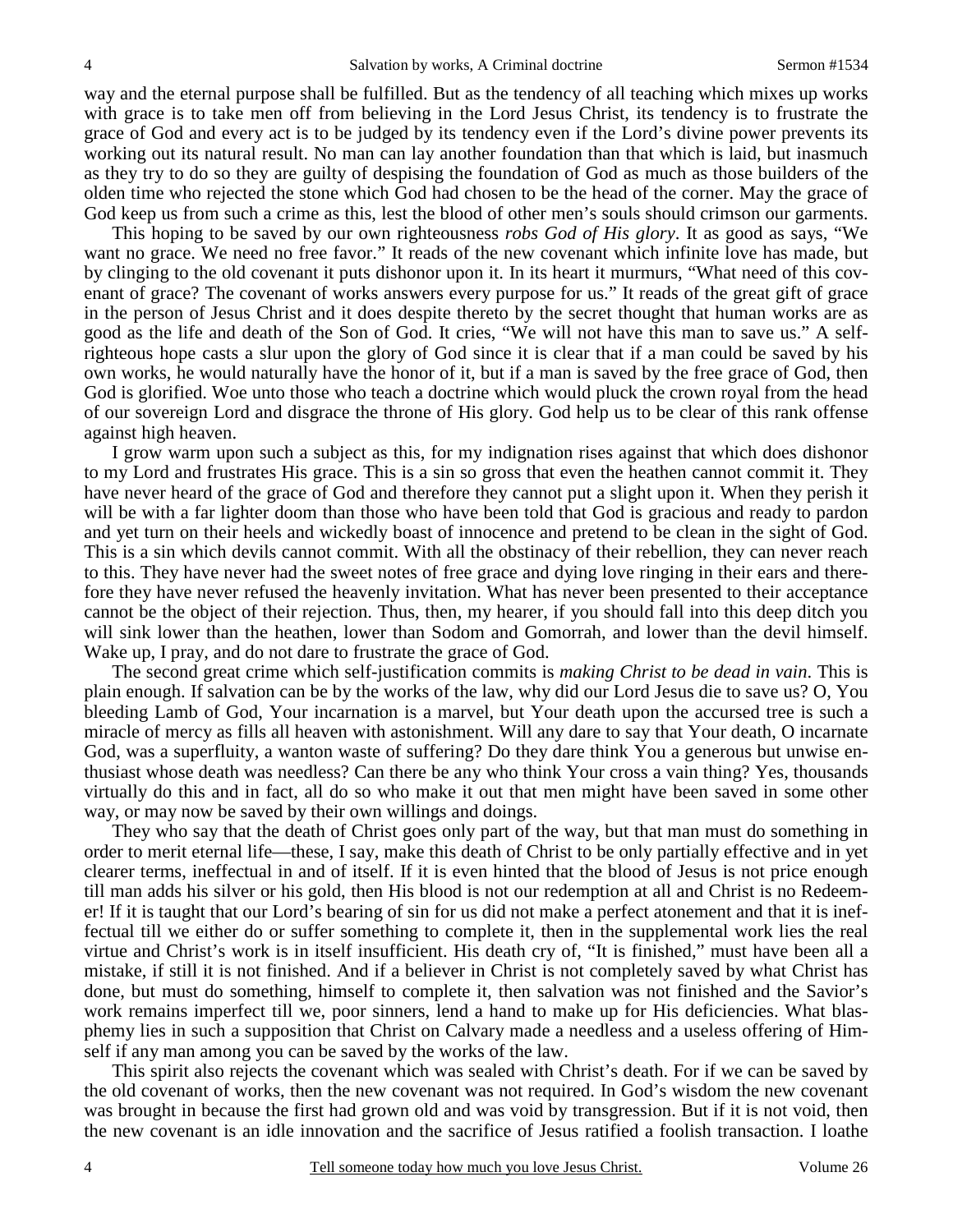way and the eternal purpose shall be fulfilled. But as the tendency of all teaching which mixes up works with grace is to take men off from believing in the Lord Jesus Christ, its tendency is to frustrate the grace of God and every act is to be judged by its tendency even if the Lord's divine power prevents its working out its natural result. No man can lay another foundation than that which is laid, but inasmuch as they try to do so they are guilty of despising the foundation of God as much as those builders of the olden time who rejected the stone which God had chosen to be the head of the corner. May the grace of God keep us from such a crime as this, lest the blood of other men's souls should crimson our garments.

This hoping to be saved by our own righteousness *robs God of His glory*. It as good as says, "We want no grace. We need no free favor." It reads of the new covenant which infinite love has made, but by clinging to the old covenant it puts dishonor upon it. In its heart it murmurs, "What need of this covenant of grace? The covenant of works answers every purpose for us." It reads of the great gift of grace in the person of Jesus Christ and it does despite thereto by the secret thought that human works are as good as the life and death of the Son of God. It cries, "We will not have this man to save us." A self-righteous hope casts a slur upon the glory of God since it is clear that if a man could be saved by his own works, he would naturally have the honor of it, but if a man is saved by the free grace of God, then God is glorified. Woe unto those who teach a doctrine which would pluck the crown royal from the head of our sovereign Lord and disgrace the throne of His glory. God help us to be clear of this rank offense against high heaven.

I grow warm upon such a subject as this, for my indignation rises against that which does dishonor to my Lord and frustrates His grace. This is a sin so gross that even the heathen cannot commit it. They have never heard of the grace of God and therefore they cannot put a slight upon it. When they perish it will be with a far lighter doom than those who have been told that God is gracious and ready to pardon and yet turn on their heels and wickedly boast of innocence and pretend to be clean in the sight of God. This is a sin which devils cannot commit. With all the obstinacy of their rebellion, they can never reach to this. They have never had the sweet notes of free grace and dying love ringing in their ears and therefore they have never refused the heavenly invitation. What has never been presented to their acceptance cannot be the object of their rejection. Thus, then, my hearer, if you should fall into this deep ditch you will sink lower than the heathen, lower than Sodom and Gomorrah, and lower than the devil himself. Wake up, I pray, and do not dare to frustrate the grace of God.

The second great crime which self-justification commits is *making Christ to be dead in vain*. This is plain enough. If salvation can be by the works of the law, why did our Lord Jesus die to save us? O, You bleeding Lamb of God, Your incarnation is a marvel, but Your death upon the accursed tree is such a miracle of mercy as fills all heaven with astonishment. Will any dare to say that Your death, O incarnate God, was a superfluity, a wanton waste of suffering? Do they dare think You a generous but unwise enthusiast whose death was needless? Can there be any who think Your cross a vain thing? Yes, thousands virtually do this and in fact, all do so who make it out that men might have been saved in some other way, or may now be saved by their own willings and doings.

They who say that the death of Christ goes only part of the way, but that man must do something in order to merit eternal life—these, I say, make this death of Christ to be only partially effective and in yet clearer terms, ineffectual in and of itself. If it is even hinted that the blood of Jesus is not price enough till man adds his silver or his gold, then His blood is not our redemption at all and Christ is no Redeemer! If it is taught that our Lord's bearing of sin for us did not make a perfect atonement and that it is ineffectual till we either do or suffer something to complete it, then in the supplemental work lies the real virtue and Christ's work is in itself insufficient. His death cry of, "It is finished," must have been all a mistake, if still it is not finished. And if a believer in Christ is not completely saved by what Christ has done, but must do something, himself to complete it, then salvation was not finished and the Savior's work remains imperfect till we, poor sinners, lend a hand to make up for His deficiencies. What blasphemy lies in such a supposition that Christ on Calvary made a needless and a useless offering of Himself if any man among you can be saved by the works of the law.

This spirit also rejects the covenant which was sealed with Christ's death. For if we can be saved by the old covenant of works, then the new covenant was not required. In God's wisdom the new covenant was brought in because the first had grown old and was void by transgression. But if it is not void, then the new covenant is an idle innovation and the sacrifice of Jesus ratified a foolish transaction. I loathe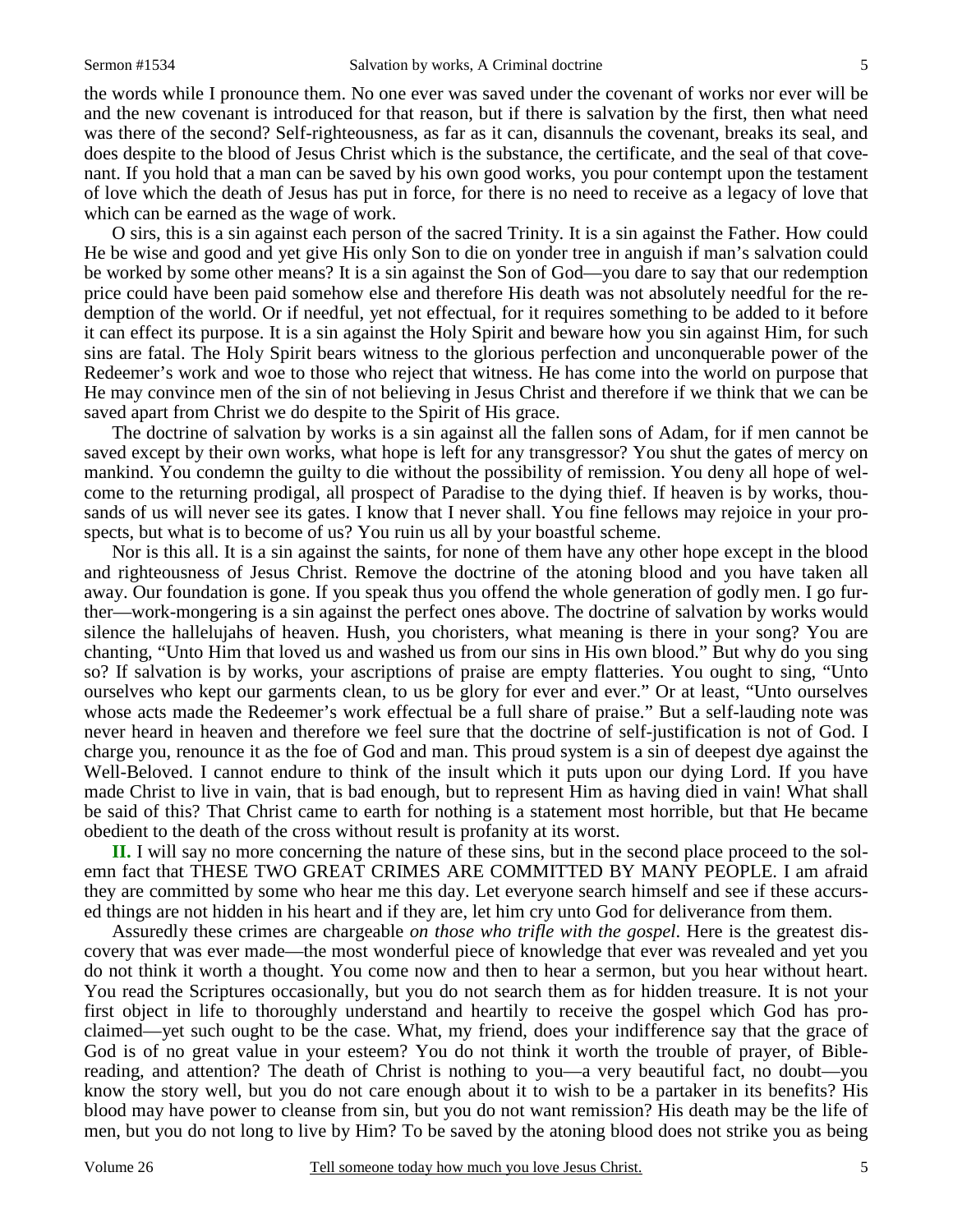the words while I pronounce them. No one ever was saved under the covenant of works nor ever will be and the new covenant is introduced for that reason, but if there is salvation by the first, then what need was there of the second? Self-righteousness, as far as it can, disannuls the covenant, breaks its seal, and does despite to the blood of Jesus Christ which is the substance, the certificate, and the seal of that covenant. If you hold that a man can be saved by his own good works, you pour contempt upon the testament of love which the death of Jesus has put in force, for there is no need to receive as a legacy of love that which can be earned as the wage of work.

O sirs, this is a sin against each person of the sacred Trinity. It is a sin against the Father. How could He be wise and good and yet give His only Son to die on yonder tree in anguish if man's salvation could be worked by some other means? It is a sin against the Son of God—you dare to say that our redemption price could have been paid somehow else and therefore His death was not absolutely needful for the redemption of the world. Or if needful, yet not effectual, for it requires something to be added to it before it can effect its purpose. It is a sin against the Holy Spirit and beware how you sin against Him, for such sins are fatal. The Holy Spirit bears witness to the glorious perfection and unconquerable power of the Redeemer's work and woe to those who reject that witness. He has come into the world on purpose that He may convince men of the sin of not believing in Jesus Christ and therefore if we think that we can be saved apart from Christ we do despite to the Spirit of His grace.

The doctrine of salvation by works is a sin against all the fallen sons of Adam, for if men cannot be saved except by their own works, what hope is left for any transgressor? You shut the gates of mercy on mankind. You condemn the guilty to die without the possibility of remission. You deny all hope of welcome to the returning prodigal, all prospect of Paradise to the dying thief. If heaven is by works, thousands of us will never see its gates. I know that I never shall. You fine fellows may rejoice in your prospects, but what is to become of us? You ruin us all by your boastful scheme.

Nor is this all. It is a sin against the saints, for none of them have any other hope except in the blood and righteousness of Jesus Christ. Remove the doctrine of the atoning blood and you have taken all away. Our foundation is gone. If you speak thus you offend the whole generation of godly men. I go further—work-mongering is a sin against the perfect ones above. The doctrine of salvation by works would silence the hallelujahs of heaven. Hush, you choristers, what meaning is there in your song? You are chanting, "Unto Him that loved us and washed us from our sins in His own blood." But why do you sing so? If salvation is by works, your ascriptions of praise are empty flatteries. You ought to sing, "Unto ourselves who kept our garments clean, to us be glory for ever and ever." Or at least, "Unto ourselves whose acts made the Redeemer's work effectual be a full share of praise." But a self-lauding note was never heard in heaven and therefore we feel sure that the doctrine of self-justification is not of God. I charge you, renounce it as the foe of God and man. This proud system is a sin of deepest dye against the Well-Beloved. I cannot endure to think of the insult which it puts upon our dying Lord. If you have made Christ to live in vain, that is bad enough, but to represent Him as having died in vain! What shall be said of this? That Christ came to earth for nothing is a statement most horrible, but that He became obedient to the death of the cross without result is profanity at its worst.

**II.** I will say no more concerning the nature of these sins, but in the second place proceed to the solemn fact that THESE TWO GREAT CRIMES ARE COMMITTED BY MANY PEOPLE. I am afraid they are committed by some who hear me this day. Let everyone search himself and see if these accursed things are not hidden in his heart and if they are, let him cry unto God for deliverance from them.

Assuredly these crimes are chargeable *on those who trifle with the gospel*. Here is the greatest discovery that was ever made—the most wonderful piece of knowledge that ever was revealed and yet you do not think it worth a thought. You come now and then to hear a sermon, but you hear without heart. You read the Scriptures occasionally, but you do not search them as for hidden treasure. It is not your first object in life to thoroughly understand and heartily to receive the gospel which God has proclaimed—yet such ought to be the case. What, my friend, does your indifference say that the grace of God is of no great value in your esteem? You do not think it worth the trouble of prayer, of Bible-reading, and attention? The death of Christ is nothing to you—a very beautiful fact, no doubt—you know the story well, but you do not care enough about it to wish to be a partaker in its benefits? His blood may have power to cleanse from sin, but you do not want remission? His death may be the life of men, but you do not long to live by Him? To be saved by the atoning blood does not strike you as being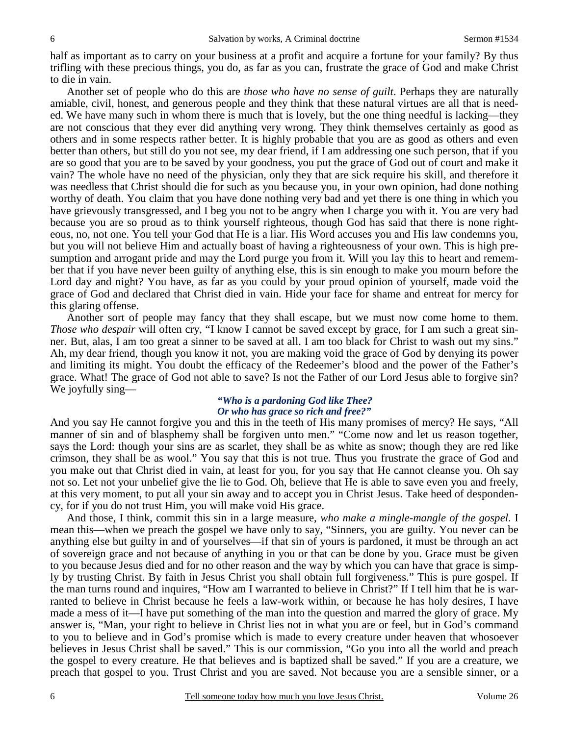half as important as to carry on your business at a profit and acquire a fortune for your family? By thus trifling with these precious things, you do, as far as you can, frustrate the grace of God and make Christ to die in vain.

Another set of people who do this are *those who have no sense of guilt*. Perhaps they are naturally amiable, civil, honest, and generous people and they think that these natural virtues are all that is needed. We have many such in whom there is much that is lovely, but the one thing needful is lacking—they are not conscious that they ever did anything very wrong. They think themselves certainly as good as others and in some respects rather better. It is highly probable that you are as good as others and even better than others, but still do you not see, my dear friend, if I am addressing one such person, that if you are so good that you are to be saved by your goodness, you put the grace of God out of court and make it vain? The whole have no need of the physician, only they that are sick require his skill, and therefore it was needless that Christ should die for such as you because you, in your own opinion, had done nothing worthy of death. You claim that you have done nothing very bad and yet there is one thing in which you have grievously transgressed, and I beg you not to be angry when I charge you with it. You are very bad because you are so proud as to think yourself righteous, though God has said that there is none righteous, no, not one. You tell your God that He is a liar. His Word accuses you and His law condemns you, but you will not believe Him and actually boast of having a righteousness of your own. This is high presumption and arrogant pride and may the Lord purge you from it. Will you lay this to heart and remember that if you have never been guilty of anything else, this is sin enough to make you mourn before the Lord day and night? You have, as far as you could by your proud opinion of yourself, made void the grace of God and declared that Christ died in vain. Hide your face for shame and entreat for mercy for this glaring offense.

Another sort of people may fancy that they shall escape, but we must now come home to them. *Those who despair* will often cry, "I know I cannot be saved except by grace, for I am such a great sinner. But, alas, I am too great a sinner to be saved at all. I am too black for Christ to wash out my sins." Ah, my dear friend, though you know it not, you are making void the grace of God by denying its power and limiting its might. You doubt the efficacy of the Redeemer's blood and the power of the Father's grace. What! The grace of God not able to save? Is not the Father of our Lord Jesus able to forgive sin? We joyfully sing—

> ***"Who is a pardoning God like Thee?***
> ***Or who has grace so rich and free?"***

And you say He cannot forgive you and this in the teeth of His many promises of mercy? He says, "All manner of sin and of blasphemy shall be forgiven unto men." "Come now and let us reason together, says the Lord: though your sins are as scarlet, they shall be as white as snow; though they are red like crimson, they shall be as wool." You say that this is not true. Thus you frustrate the grace of God and you make out that Christ died in vain, at least for you, for you say that He cannot cleanse you. Oh say not so. Let not your unbelief give the lie to God. Oh, believe that He is able to save even you and freely, at this very moment, to put all your sin away and to accept you in Christ Jesus. Take heed of despondency, for if you do not trust Him, you will make void His grace.

And those, I think, commit this sin in a large measure, *who make a mingle-mangle of the gospel*. I mean this—when we preach the gospel we have only to say, "Sinners, you are guilty. You never can be anything else but guilty in and of yourselves—if that sin of yours is pardoned, it must be through an act of sovereign grace and not because of anything in you or that can be done by you. Grace must be given to you because Jesus died and for no other reason and the way by which you can have that grace is simply by trusting Christ. By faith in Jesus Christ you shall obtain full forgiveness." This is pure gospel. If the man turns round and inquires, "How am I warranted to believe in Christ?" If I tell him that he is warranted to believe in Christ because he feels a law-work within, or because he has holy desires, I have made a mess of it—I have put something of the man into the question and marred the glory of grace. My answer is, "Man, your right to believe in Christ lies not in what you are or feel, but in God's command to you to believe and in God's promise which is made to every creature under heaven that whosoever believes in Jesus Christ shall be saved." This is our commission, "Go you into all the world and preach the gospel to every creature. He that believes and is baptized shall be saved." If you are a creature, we preach that gospel to you. Trust Christ and you are saved. Not because you are a sensible sinner, or a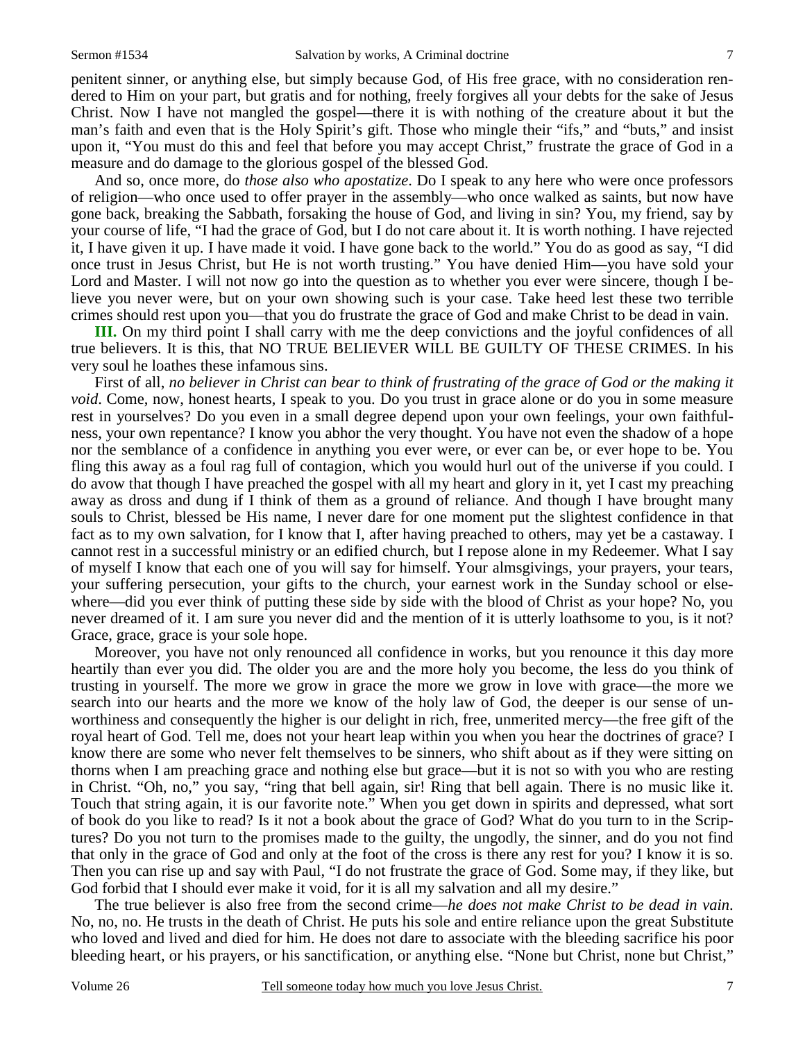penitent sinner, or anything else, but simply because God, of His free grace, with no consideration rendered to Him on your part, but gratis and for nothing, freely forgives all your debts for the sake of Jesus Christ. Now I have not mangled the gospel—there it is with nothing of the creature about it but the man's faith and even that is the Holy Spirit's gift. Those who mingle their "ifs," and "buts," and insist upon it, "You must do this and feel that before you may accept Christ," frustrate the grace of God in a measure and do damage to the glorious gospel of the blessed God.

And so, once more, do *those also who apostatize*. Do I speak to any here who were once professors of religion—who once used to offer prayer in the assembly—who once walked as saints, but now have gone back, breaking the Sabbath, forsaking the house of God, and living in sin? You, my friend, say by your course of life, "I had the grace of God, but I do not care about it. It is worth nothing. I have rejected it, I have given it up. I have made it void. I have gone back to the world." You do as good as say, "I did once trust in Jesus Christ, but He is not worth trusting." You have denied Him—you have sold your Lord and Master. I will not now go into the question as to whether you ever were sincere, though I believe you never were, but on your own showing such is your case. Take heed lest these two terrible crimes should rest upon you—that you do frustrate the grace of God and make Christ to be dead in vain.

**III.** On my third point I shall carry with me the deep convictions and the joyful confidences of all true believers. It is this, that NO TRUE BELIEVER WILL BE GUILTY OF THESE CRIMES. In his very soul he loathes these infamous sins.

First of all, *no believer in Christ can bear to think of frustrating of the grace of God or the making it void*. Come, now, honest hearts, I speak to you. Do you trust in grace alone or do you in some measure rest in yourselves? Do you even in a small degree depend upon your own feelings, your own faithfulness, your own repentance? I know you abhor the very thought. You have not even the shadow of a hope nor the semblance of a confidence in anything you ever were, or ever can be, or ever hope to be. You fling this away as a foul rag full of contagion, which you would hurl out of the universe if you could. I do avow that though I have preached the gospel with all my heart and glory in it, yet I cast my preaching away as dross and dung if I think of them as a ground of reliance. And though I have brought many souls to Christ, blessed be His name, I never dare for one moment put the slightest confidence in that fact as to my own salvation, for I know that I, after having preached to others, may yet be a castaway. I cannot rest in a successful ministry or an edified church, but I repose alone in my Redeemer. What I say of myself I know that each one of you will say for himself. Your almsgivings, your prayers, your tears, your suffering persecution, your gifts to the church, your earnest work in the Sunday school or elsewhere—did you ever think of putting these side by side with the blood of Christ as your hope? No, you never dreamed of it. I am sure you never did and the mention of it is utterly loathsome to you, is it not? Grace, grace, grace is your sole hope.

Moreover, you have not only renounced all confidence in works, but you renounce it this day more heartily than ever you did. The older you are and the more holy you become, the less do you think of trusting in yourself. The more we grow in grace the more we grow in love with grace—the more we search into our hearts and the more we know of the holy law of God, the deeper is our sense of unworthiness and consequently the higher is our delight in rich, free, unmerited mercy—the free gift of the royal heart of God. Tell me, does not your heart leap within you when you hear the doctrines of grace? I know there are some who never felt themselves to be sinners, who shift about as if they were sitting on thorns when I am preaching grace and nothing else but grace—but it is not so with you who are resting in Christ. "Oh, no," you say, "ring that bell again, sir! Ring that bell again. There is no music like it. Touch that string again, it is our favorite note." When you get down in spirits and depressed, what sort of book do you like to read? Is it not a book about the grace of God? What do you turn to in the Scriptures? Do you not turn to the promises made to the guilty, the ungodly, the sinner, and do you not find that only in the grace of God and only at the foot of the cross is there any rest for you? I know it is so. Then you can rise up and say with Paul, "I do not frustrate the grace of God. Some may, if they like, but God forbid that I should ever make it void, for it is all my salvation and all my desire."

The true believer is also free from the second crime—*he does not make Christ to be dead in vain*. No, no, no. He trusts in the death of Christ. He puts his sole and entire reliance upon the great Substitute who loved and lived and died for him. He does not dare to associate with the bleeding sacrifice his poor bleeding heart, or his prayers, or his sanctification, or anything else. "None but Christ, none but Christ,"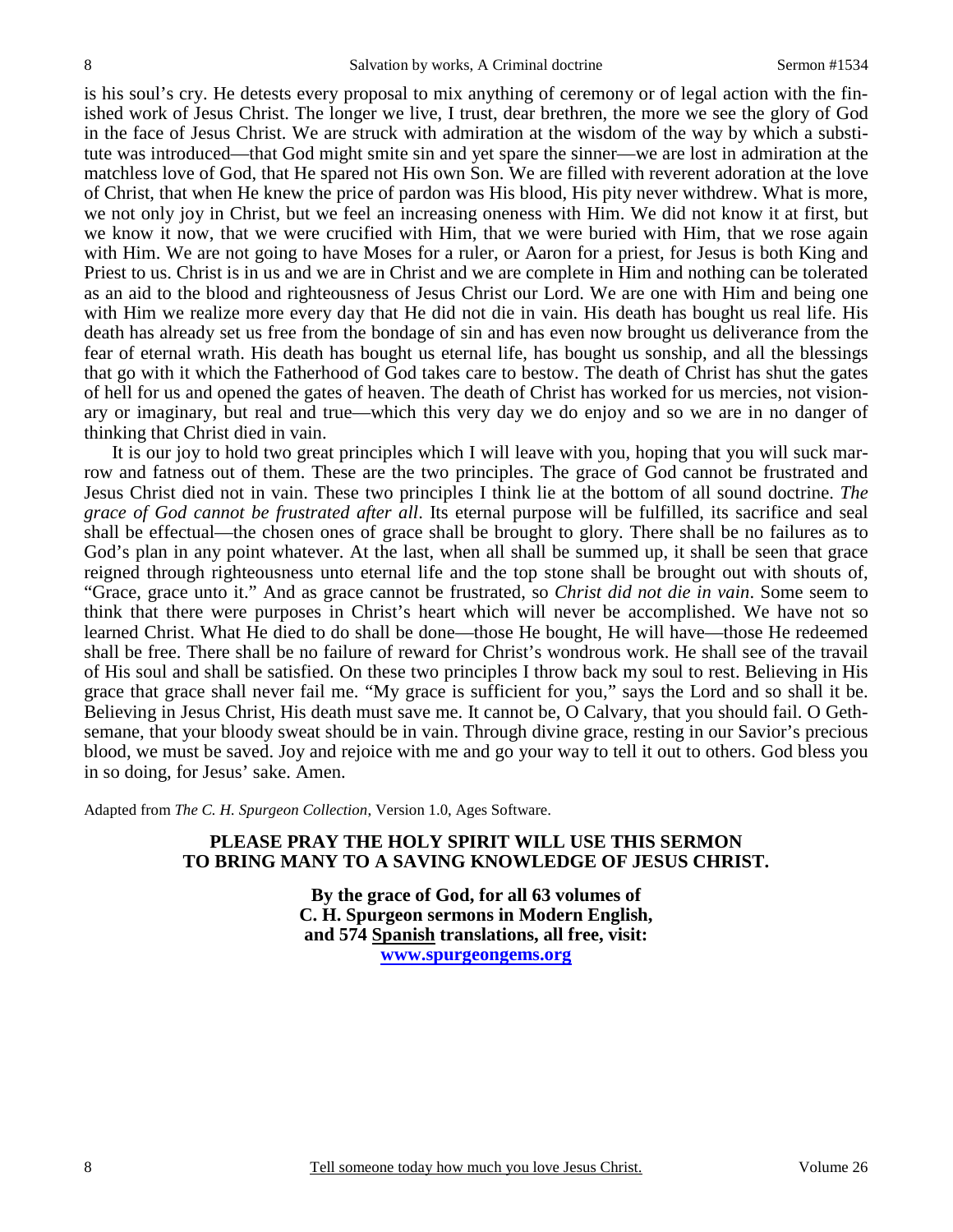is his soul's cry. He detests every proposal to mix anything of ceremony or of legal action with the finished work of Jesus Christ. The longer we live, I trust, dear brethren, the more we see the glory of God in the face of Jesus Christ. We are struck with admiration at the wisdom of the way by which a substitute was introduced—that God might smite sin and yet spare the sinner—we are lost in admiration at the matchless love of God, that He spared not His own Son. We are filled with reverent adoration at the love of Christ, that when He knew the price of pardon was His blood, His pity never withdrew. What is more, we not only joy in Christ, but we feel an increasing oneness with Him. We did not know it at first, but we know it now, that we were crucified with Him, that we were buried with Him, that we rose again with Him. We are not going to have Moses for a ruler, or Aaron for a priest, for Jesus is both King and Priest to us. Christ is in us and we are in Christ and we are complete in Him and nothing can be tolerated as an aid to the blood and righteousness of Jesus Christ our Lord. We are one with Him and being one with Him we realize more every day that He did not die in vain. His death has bought us real life. His death has already set us free from the bondage of sin and has even now brought us deliverance from the fear of eternal wrath. His death has bought us eternal life, has bought us sonship, and all the blessings that go with it which the Fatherhood of God takes care to bestow. The death of Christ has shut the gates of hell for us and opened the gates of heaven. The death of Christ has worked for us mercies, not visionary or imaginary, but real and true—which this very day we do enjoy and so we are in no danger of thinking that Christ died in vain.

It is our joy to hold two great principles which I will leave with you, hoping that you will suck marrow and fatness out of them. These are the two principles. The grace of God cannot be frustrated and Jesus Christ died not in vain. These two principles I think lie at the bottom of all sound doctrine. *The grace of God cannot be frustrated after all*. Its eternal purpose will be fulfilled, its sacrifice and seal shall be effectual—the chosen ones of grace shall be brought to glory. There shall be no failures as to God's plan in any point whatever. At the last, when all shall be summed up, it shall be seen that grace reigned through righteousness unto eternal life and the top stone shall be brought out with shouts of, "Grace, grace unto it." And as grace cannot be frustrated, so *Christ did not die in vain*. Some seem to think that there were purposes in Christ's heart which will never be accomplished. We have not so learned Christ. What He died to do shall be done—those He bought, He will have—those He redeemed shall be free. There shall be no failure of reward for Christ's wondrous work. He shall see of the travail of His soul and shall be satisfied. On these two principles I throw back my soul to rest. Believing in His grace that grace shall never fail me. "My grace is sufficient for you," says the Lord and so shall it be. Believing in Jesus Christ, His death must save me. It cannot be, O Calvary, that you should fail. O Gethsemane, that your bloody sweat should be in vain. Through divine grace, resting in our Savior's precious blood, we must be saved. Joy and rejoice with me and go your way to tell it out to others. God bless you in so doing, for Jesus' sake. Amen.

Adapted from *The C. H. Spurgeon Collection*, Version 1.0, Ages Software.

**PLEASE PRAY THE HOLY SPIRIT WILL USE THIS SERMON TO BRING MANY TO A SAVING KNOWLEDGE OF JESUS CHRIST.**

**By the grace of God, for all 63 volumes of C. H. Spurgeon sermons in Modern English, and 574 Spanish translations, all free, visit: www.spurgeongems.org**